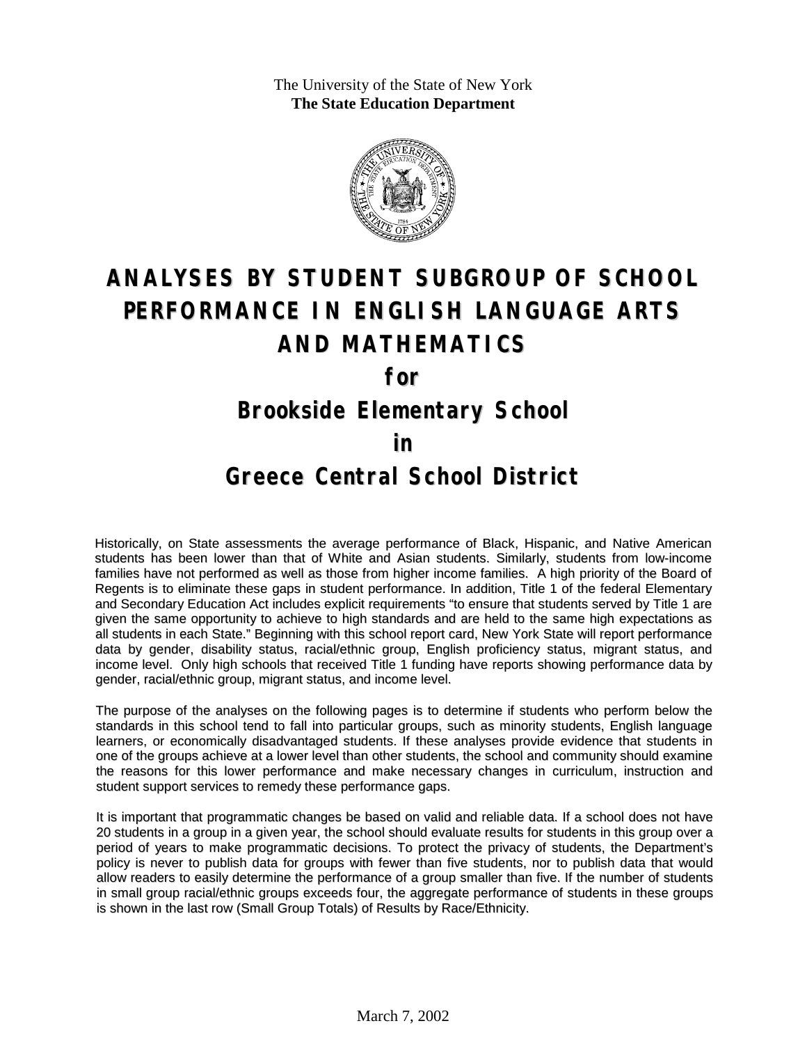The University of the State of New York
**The State Education Department**

# ANALYSES BY STUDENT SUBGROUP OF SCHOOL PERFORMANCE IN ENGLISH LANGUAGE ARTS AND MATHEMATICS

## for

## Brookside Elementary School

## in

## Greece Central School District

Historically, on State assessments the average performance of Black, Hispanic, and Native American students has been lower than that of White and Asian students. Similarly, students from low-income families have not performed as well as those from higher income families. A high priority of the Board of Regents is to eliminate these gaps in student performance. In addition, Title 1 of the federal Elementary and Secondary Education Act includes explicit requirements "to ensure that students served by Title 1 are given the same opportunity to achieve to high standards and are held to the same high expectations as all students in each State." Beginning with this school report card, New York State will report performance data by gender, disability status, racial/ethnic group, English proficiency status, migrant status, and income level. Only high schools that received Title 1 funding have reports showing performance data by gender, racial/ethnic group, migrant status, and income level.

The purpose of the analyses on the following pages is to determine if students who perform below the standards in this school tend to fall into particular groups, such as minority students, English language learners, or economically disadvantaged students. If these analyses provide evidence that students in one of the groups achieve at a lower level than other students, the school and community should examine the reasons for this lower performance and make necessary changes in curriculum, instruction and student support services to remedy these performance gaps.

It is important that programmatic changes be based on valid and reliable data. If a school does not have 20 students in a group in a given year, the school should evaluate results for students in this group over a period of years to make programmatic decisions. To protect the privacy of students, the Department's policy is never to publish data for groups with fewer than five students, nor to publish data that would allow readers to easily determine the performance of a group smaller than five. If the number of students in small group racial/ethnic groups exceeds four, the aggregate performance of students in these groups is shown in the last row (Small Group Totals) of Results by Race/Ethnicity.

March 7, 2002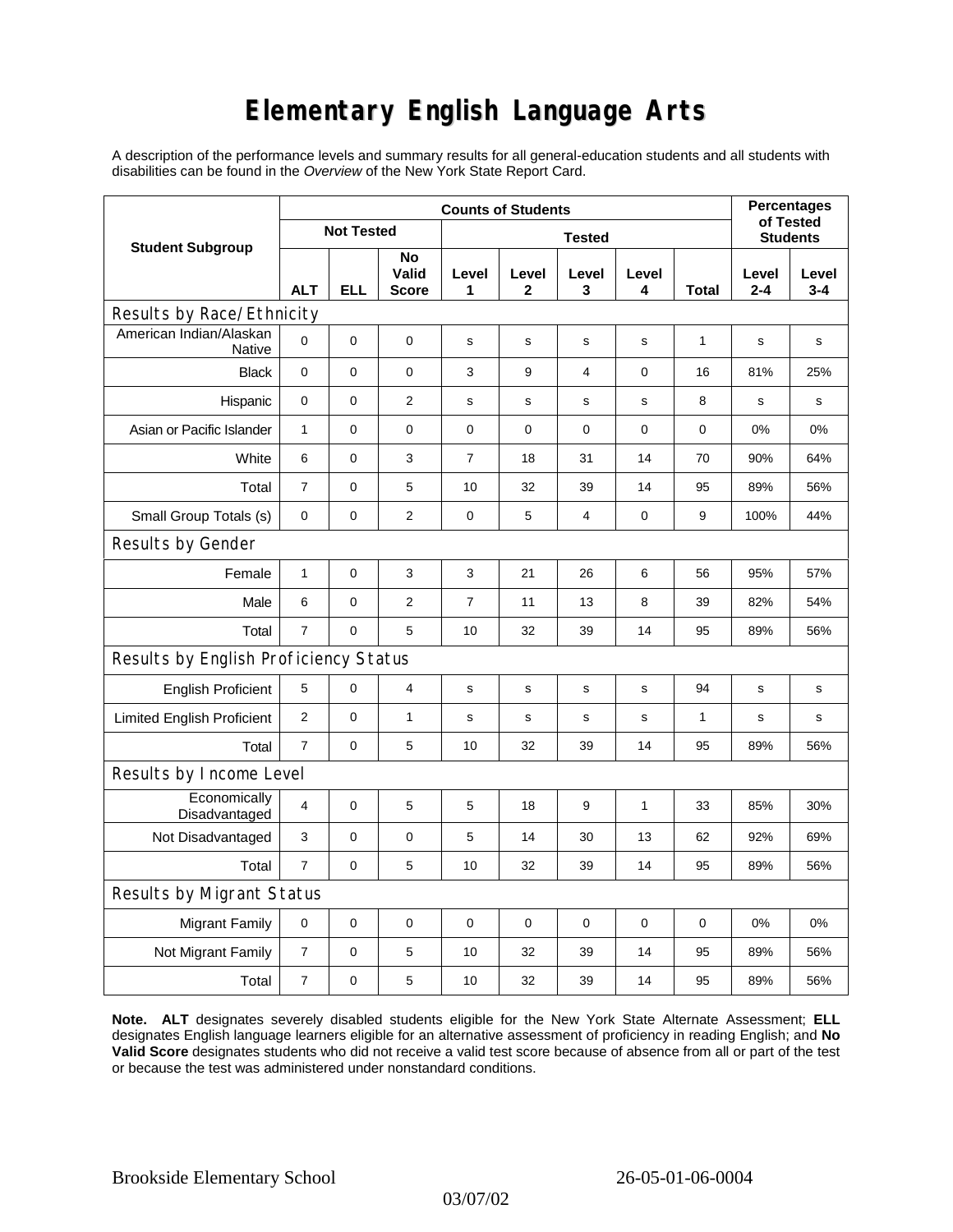# Elementary English Language Arts

A description of the performance levels and summary results for all general-education students and all students with disabilities can be found in the *Overview* of the New York State Report Card.

| Student Subgroup | Counts of Students | | | | | | | | Percentages of Tested Students | |
|---|---|---|---|---|---|---|---|---|---|---|
| | Not Tested | | | Tested | | | | | | |
| | ALT | ELL | No Valid Score | Level 1 | Level 2 | Level 3 | Level 4 | Total | Level 2-4 | Level 3-4 |
| **Results by Race/Ethnicity** | | | | | | | | | | |
| American Indian/Alaskan Native | 0 | 0 | 0 | s | s | s | s | 1 | s | s |
| Black | 0 | 0 | 0 | 3 | 9 | 4 | 0 | 16 | 81% | 25% |
| Hispanic | 0 | 0 | 2 | s | s | s | s | 8 | s | s |
| Asian or Pacific Islander | 1 | 0 | 0 | 0 | 0 | 0 | 0 | 0 | 0% | 0% |
| White | 6 | 0 | 3 | 7 | 18 | 31 | 14 | 70 | 90% | 64% |
| Total | 7 | 0 | 5 | 10 | 32 | 39 | 14 | 95 | 89% | 56% |
| Small Group Totals (s) | 0 | 0 | 2 | 0 | 5 | 4 | 0 | 9 | 100% | 44% |
| **Results by Gender** | | | | | | | | | | |
| Female | 1 | 0 | 3 | 3 | 21 | 26 | 6 | 56 | 95% | 57% |
| Male | 6 | 0 | 2 | 7 | 11 | 13 | 8 | 39 | 82% | 54% |
| Total | 7 | 0 | 5 | 10 | 32 | 39 | 14 | 95 | 89% | 56% |
| **Results by English Proficiency Status** | | | | | | | | | | |
| English Proficient | 5 | 0 | 4 | s | s | s | s | 94 | s | s |
| Limited English Proficient | 2 | 0 | 1 | s | s | s | s | 1 | s | s |
| Total | 7 | 0 | 5 | 10 | 32 | 39 | 14 | 95 | 89% | 56% |
| **Results by Income Level** | | | | | | | | | | |
| Economically Disadvantaged | 4 | 0 | 5 | 5 | 18 | 9 | 1 | 33 | 85% | 30% |
| Not Disadvantaged | 3 | 0 | 0 | 5 | 14 | 30 | 13 | 62 | 92% | 69% |
| Total | 7 | 0 | 5 | 10 | 32 | 39 | 14 | 95 | 89% | 56% |
| **Results by Migrant Status** | | | | | | | | | | |
| Migrant Family | 0 | 0 | 0 | 0 | 0 | 0 | 0 | 0 | 0% | 0% |
| Not Migrant Family | 7 | 0 | 5 | 10 | 32 | 39 | 14 | 95 | 89% | 56% |
| Total | 7 | 0 | 5 | 10 | 32 | 39 | 14 | 95 | 89% | 56% |

**Note. ALT** designates severely disabled students eligible for the New York State Alternate Assessment; **ELL** designates English language learners eligible for an alternative assessment of proficiency in reading English; and **No Valid Score** designates students who did not receive a valid test score because of absence from all or part of the test or because the test was administered under nonstandard conditions.

Brookside Elementary School 26-05-01-06-0004

03/07/02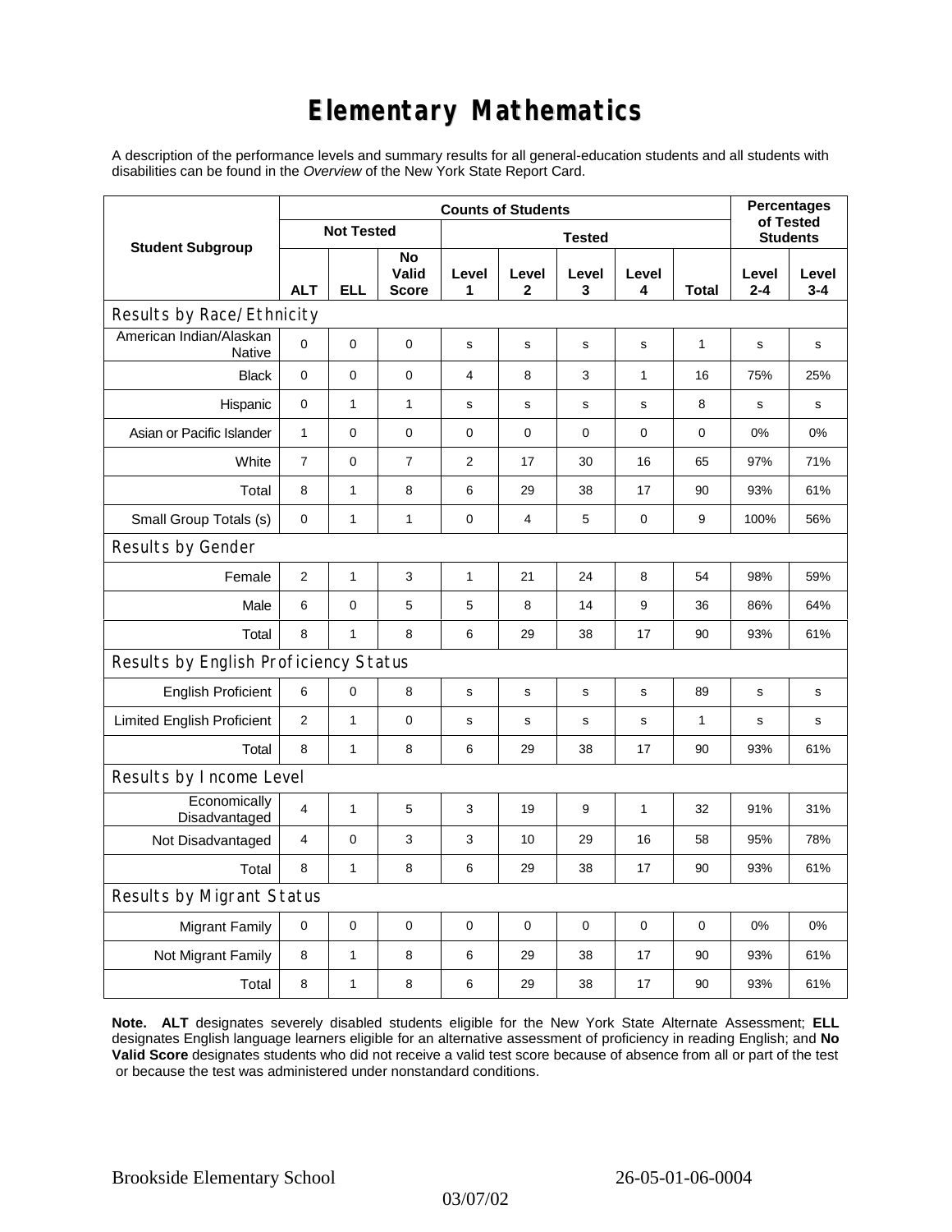# Elementary Mathematics

A description of the performance levels and summary results for all general-education students and all students with disabilities can be found in the *Overview* of the New York State Report Card.

| Student Subgroup | Counts of Students | | | | | | | | Percentages of Tested Students | |
|---|---|---|---|---|---|---|---|---|---|---|
| | Not Tested | | | Tested | | | | | | |
| | ALT | ELL | No Valid Score | Level 1 | Level 2 | Level 3 | Level 4 | Total | Level 2-4 | Level 3-4 |
| **Results by Race/Ethnicity** | | | | | | | | | | |
| American Indian/Alaskan Native | 0 | 0 | 0 | s | s | s | s | 1 | s | s |
| Black | 0 | 0 | 0 | 4 | 8 | 3 | 1 | 16 | 75% | 25% |
| Hispanic | 0 | 1 | 1 | s | s | s | s | 8 | s | s |
| Asian or Pacific Islander | 1 | 0 | 0 | 0 | 0 | 0 | 0 | 0 | 0% | 0% |
| White | 7 | 0 | 7 | 2 | 17 | 30 | 16 | 65 | 97% | 71% |
| Total | 8 | 1 | 8 | 6 | 29 | 38 | 17 | 90 | 93% | 61% |
| Small Group Totals (s) | 0 | 1 | 1 | 0 | 4 | 5 | 0 | 9 | 100% | 56% |
| **Results by Gender** | | | | | | | | | | |
| Female | 2 | 1 | 3 | 1 | 21 | 24 | 8 | 54 | 98% | 59% |
| Male | 6 | 0 | 5 | 5 | 8 | 14 | 9 | 36 | 86% | 64% |
| Total | 8 | 1 | 8 | 6 | 29 | 38 | 17 | 90 | 93% | 61% |
| **Results by English Proficiency Status** | | | | | | | | | | |
| English Proficient | 6 | 0 | 8 | s | s | s | s | 89 | s | s |
| Limited English Proficient | 2 | 1 | 0 | s | s | s | s | 1 | s | s |
| Total | 8 | 1 | 8 | 6 | 29 | 38 | 17 | 90 | 93% | 61% |
| **Results by Income Level** | | | | | | | | | | |
| Economically Disadvantaged | 4 | 1 | 5 | 3 | 19 | 9 | 1 | 32 | 91% | 31% |
| Not Disadvantaged | 4 | 0 | 3 | 3 | 10 | 29 | 16 | 58 | 95% | 78% |
| Total | 8 | 1 | 8 | 6 | 29 | 38 | 17 | 90 | 93% | 61% |
| **Results by Migrant Status** | | | | | | | | | | |
| Migrant Family | 0 | 0 | 0 | 0 | 0 | 0 | 0 | 0 | 0% | 0% |
| Not Migrant Family | 8 | 1 | 8 | 6 | 29 | 38 | 17 | 90 | 93% | 61% |
| Total | 8 | 1 | 8 | 6 | 29 | 38 | 17 | 90 | 93% | 61% |

**Note. ALT** designates severely disabled students eligible for the New York State Alternate Assessment; **ELL** designates English language learners eligible for an alternative assessment of proficiency in reading English; and **No Valid Score** designates students who did not receive a valid test score because of absence from all or part of the test or because the test was administered under nonstandard conditions.

Brookside Elementary School 26-05-01-06-0004

03/07/02